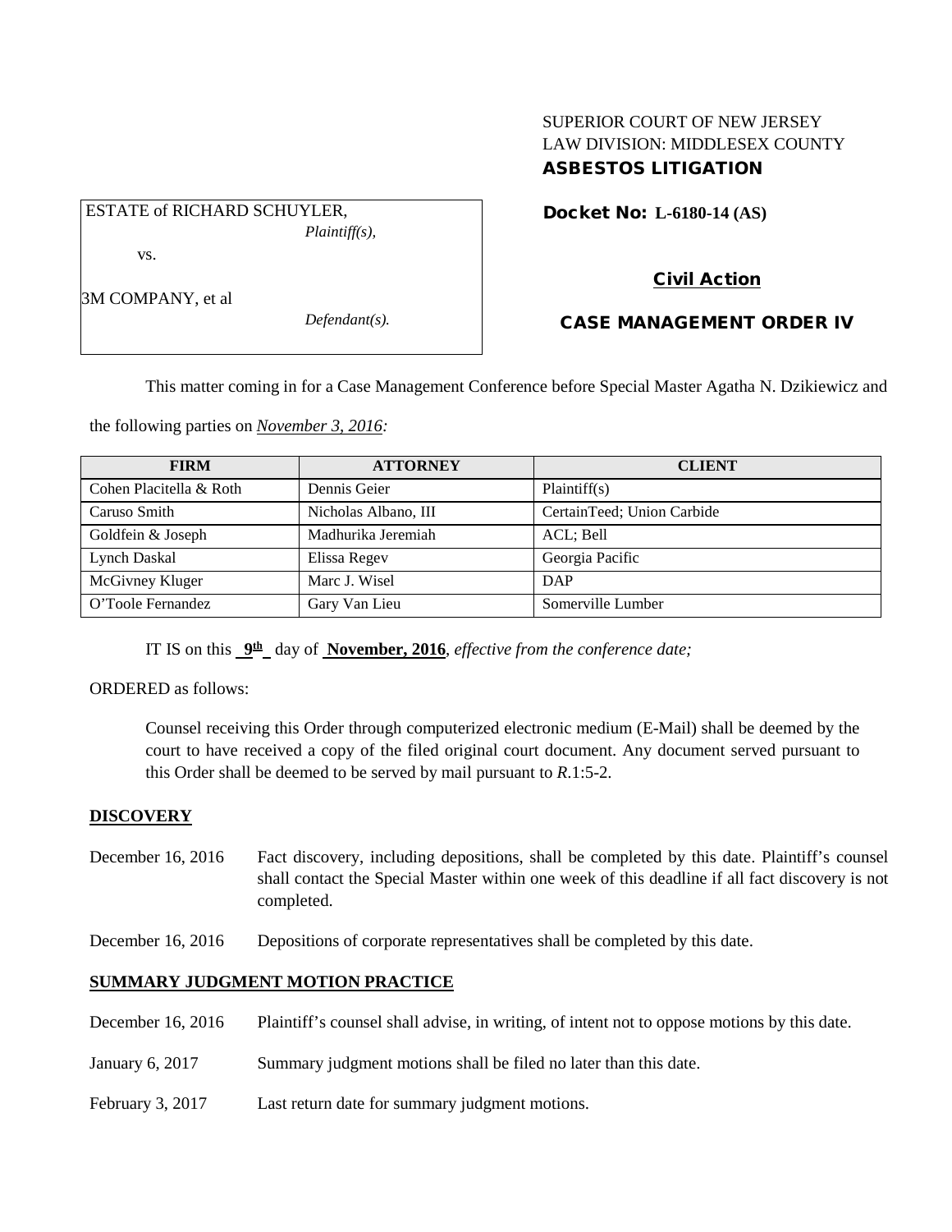SUPERIOR COURT OF NEW JERSEY
LAW DIVISION: MIDDLESEX COUNTY
**ASBESTOS LITIGATION**

ESTATE of RICHARD SCHUYLER,
*Plaintiff(s),*

vs.

3M COMPANY, et al
*Defendant(s).*

**Docket No: L-6180-14 (AS)**

**Civil Action**

**CASE MANAGEMENT ORDER IV**

This matter coming in for a Case Management Conference before Special Master Agatha N. Dzikiewicz and the following parties on *November 3, 2016:*

| FIRM | ATTORNEY | CLIENT |
|---|---|---|
| Cohen Placitella & Roth | Dennis Geier | Plaintiff(s) |
| Caruso Smith | Nicholas Albano, III | CertainTeed; Union Carbide |
| Goldfein & Joseph | Madhurika Jeremiah | ACL; Bell |
| Lynch Daskal | Elissa Regev | Georgia Pacific |
| McGivney Kluger | Marc J. Wisel | DAP |
| O'Toole Fernandez | Gary Van Lieu | Somerville Lumber |

IT IS on this **9th** day of **November, 2016**, *effective from the conference date;*

ORDERED as follows:

Counsel receiving this Order through computerized electronic medium (E-Mail) shall be deemed by the court to have received a copy of the filed original court document. Any document served pursuant to this Order shall be deemed to be served by mail pursuant to *R*.1:5-2.

## DISCOVERY

December 16, 2016 — Fact discovery, including depositions, shall be completed by this date. Plaintiff's counsel shall contact the Special Master within one week of this deadline if all fact discovery is not completed.

December 16, 2016 — Depositions of corporate representatives shall be completed by this date.

## SUMMARY JUDGMENT MOTION PRACTICE

December 16, 2016 — Plaintiff's counsel shall advise, in writing, of intent not to oppose motions by this date.

January 6, 2017 — Summary judgment motions shall be filed no later than this date.

February 3, 2017 — Last return date for summary judgment motions.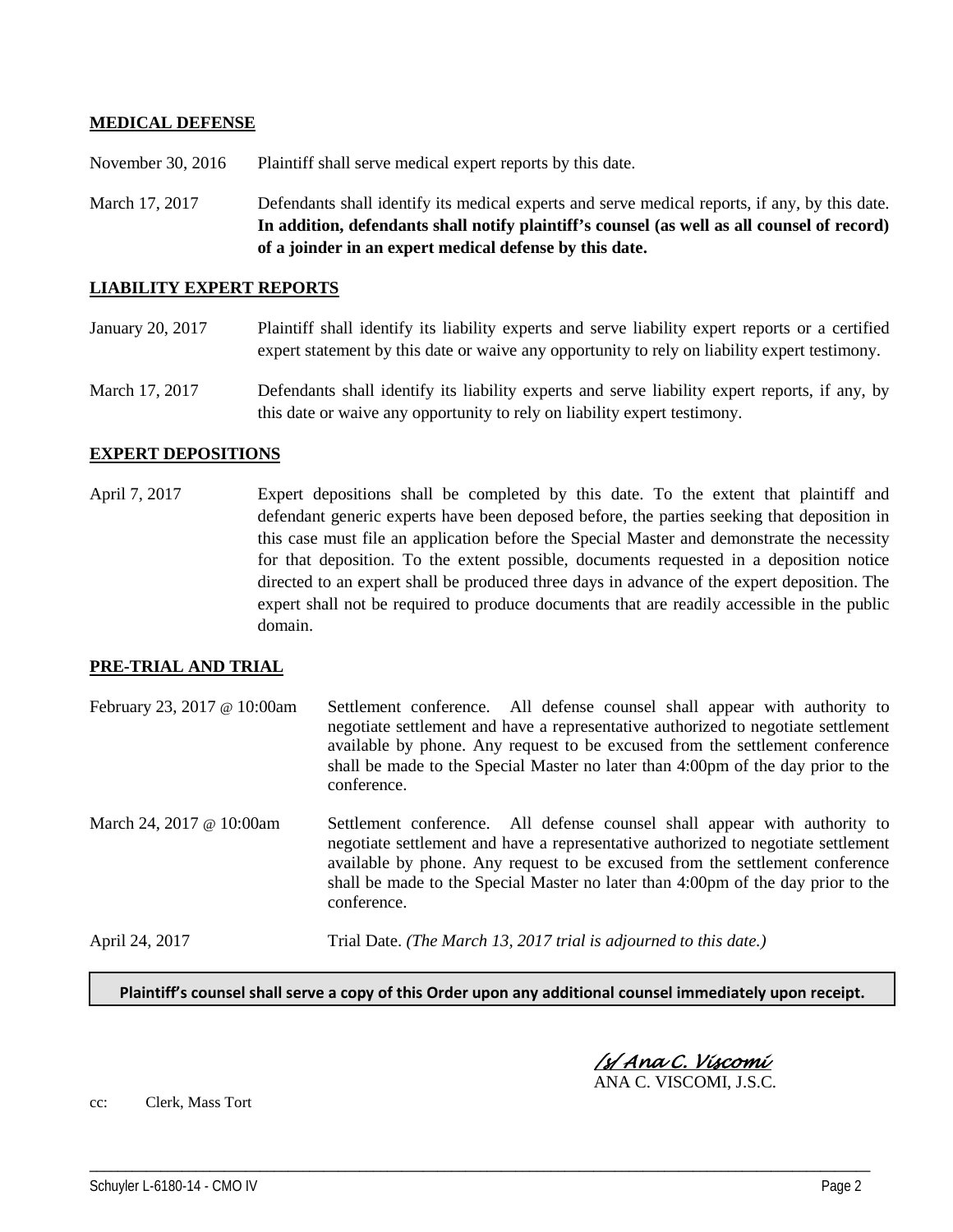**MEDICAL DEFENSE**

| | |
|---|---|
| November 30, 2016 | Plaintiff shall serve medical expert reports by this date. |
| March 17, 2017 | Defendants shall identify its medical experts and serve medical reports, if any, by this date. **In addition, defendants shall notify plaintiff's counsel (as well as all counsel of record) of a joinder in an expert medical defense by this date.** |

**LIABILITY EXPERT REPORTS**

| | |
|---|---|
| January 20, 2017 | Plaintiff shall identify its liability experts and serve liability expert reports or a certified expert statement by this date or waive any opportunity to rely on liability expert testimony. |
| March 17, 2017 | Defendants shall identify its liability experts and serve liability expert reports, if any, by this date or waive any opportunity to rely on liability expert testimony. |

**EXPERT DEPOSITIONS**

| | |
|---|---|
| April 7, 2017 | Expert depositions shall be completed by this date. To the extent that plaintiff and defendant generic experts have been deposed before, the parties seeking that deposition in this case must file an application before the Special Master and demonstrate the necessity for that deposition. To the extent possible, documents requested in a deposition notice directed to an expert shall be produced three days in advance of the expert deposition. The expert shall not be required to produce documents that are readily accessible in the public domain. |

**PRE-TRIAL AND TRIAL**

| | |
|---|---|
| February 23, 2017 @ 10:00am | Settlement conference. All defense counsel shall appear with authority to negotiate settlement and have a representative authorized to negotiate settlement available by phone. Any request to be excused from the settlement conference shall be made to the Special Master no later than 4:00pm of the day prior to the conference. |
| March 24, 2017 @ 10:00am | Settlement conference. All defense counsel shall appear with authority to negotiate settlement and have a representative authorized to negotiate settlement available by phone. Any request to be excused from the settlement conference shall be made to the Special Master no later than 4:00pm of the day prior to the conference. |
| April 24, 2017 | Trial Date. *(The March 13, 2017 trial is adjourned to this date.)* |

**Plaintiff's counsel shall serve a copy of this Order upon any additional counsel immediately upon receipt.**

*/s/ Ana C. Viscomi*
ANA C. VISCOMI, J.S.C.

cc: Clerk, Mass Tort